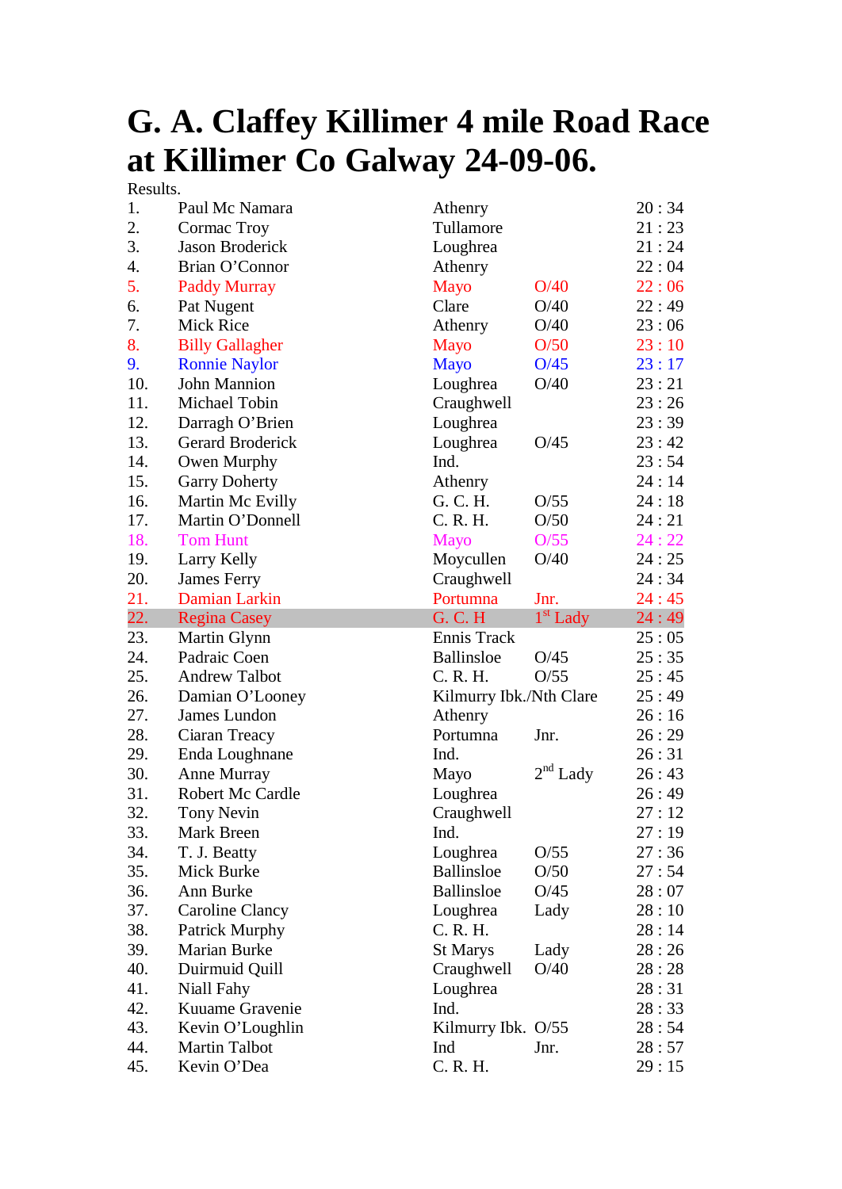# G. A. Claffey Killimer 4 mile Road Race at Killimer Co Galway 24-09-06.

Results.

| | | | | |
|---|---|---|---|---|
| 1. | Paul Mc Namara | Athenry | | 20 : 34 |
| 2. | Cormac Troy | Tullamore | | 21 : 23 |
| 3. | Jason Broderick | Loughrea | | 21 : 24 |
| 4. | Brian O'Connor | Athenry | | 22 : 04 |
| 5. | Paddy Murray | Mayo | O/40 | 22 : 06 |
| 6. | Pat Nugent | Clare | O/40 | 22 : 49 |
| 7. | Mick Rice | Athenry | O/40 | 23 : 06 |
| 8. | Billy Gallagher | Mayo | O/50 | 23 : 10 |
| 9. | Ronnie Naylor | Mayo | O/45 | 23 : 17 |
| 10. | John Mannion | Loughrea | O/40 | 23 : 21 |
| 11. | Michael Tobin | Craughwell | | 23 : 26 |
| 12. | Darragh O'Brien | Loughrea | | 23 : 39 |
| 13. | Gerard Broderick | Loughrea | O/45 | 23 : 42 |
| 14. | Owen Murphy | Ind. | | 23 : 54 |
| 15. | Garry Doherty | Athenry | | 24 : 14 |
| 16. | Martin Mc Evilly | G. C. H. | O/55 | 24 : 18 |
| 17. | Martin O'Donnell | C. R. H. | O/50 | 24 : 21 |
| 18. | Tom Hunt | Mayo | O/55 | 24 : 22 |
| 19. | Larry Kelly | Moycullen | O/40 | 24 : 25 |
| 20. | James Ferry | Craughwell | | 24 : 34 |
| 21. | Damian Larkin | Portumna | Jnr. | 24 : 45 |
| 22. | Regina Casey | G. C. H | 1st Lady | 24 : 49 |
| 23. | Martin Glynn | Ennis Track | | 25 : 05 |
| 24. | Padraic Coen | Ballinsloe | O/45 | 25 : 35 |
| 25. | Andrew Talbot | C. R. H. | O/55 | 25 : 45 |
| 26. | Damian O'Looney | Kilmurry Ibk./Nth Clare | | 25 : 49 |
| 27. | James Lundon | Athenry | | 26 : 16 |
| 28. | Ciaran Treacy | Portumna | Jnr. | 26 : 29 |
| 29. | Enda Loughnane | Ind. | | 26 : 31 |
| 30. | Anne Murray | Mayo | 2nd Lady | 26 : 43 |
| 31. | Robert Mc Cardle | Loughrea | | 26 : 49 |
| 32. | Tony Nevin | Craughwell | | 27 : 12 |
| 33. | Mark Breen | Ind. | | 27 : 19 |
| 34. | T. J. Beatty | Loughrea | O/55 | 27 : 36 |
| 35. | Mick Burke | Ballinsloe | O/50 | 27 : 54 |
| 36. | Ann Burke | Ballinsloe | O/45 | 28 : 07 |
| 37. | Caroline Clancy | Loughrea | Lady | 28 : 10 |
| 38. | Patrick Murphy | C. R. H. | | 28 : 14 |
| 39. | Marian Burke | St Marys | Lady | 28 : 26 |
| 40. | Duirmuid Quill | Craughwell | O/40 | 28 : 28 |
| 41. | Niall Fahy | Loughrea | | 28 : 31 |
| 42. | Kuuame Gravenie | Ind. | | 28 : 33 |
| 43. | Kevin O'Loughlin | Kilmurry Ibk. | O/55 | 28 : 54 |
| 44. | Martin Talbot | Ind | Jnr. | 28 : 57 |
| 45. | Kevin O'Dea | C. R. H. | | 29 : 15 |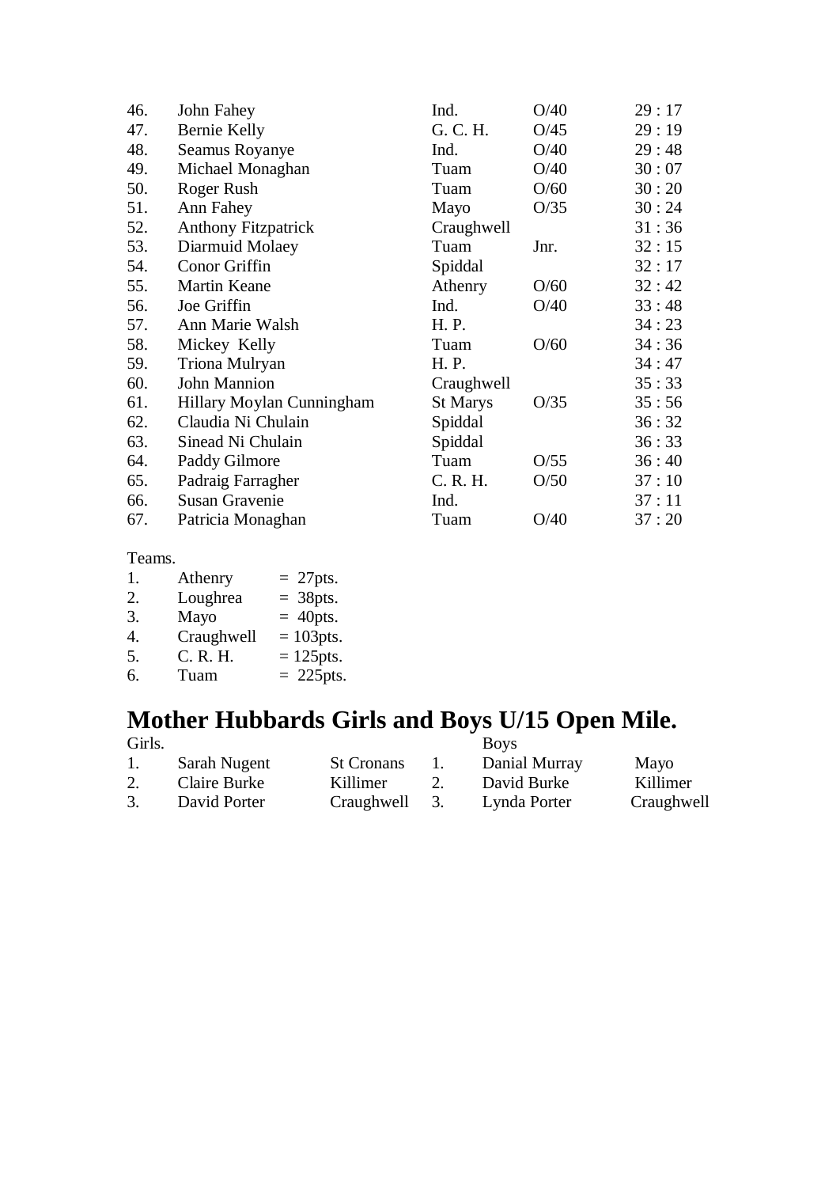| | | | | |
|---|---|---|---|---|
| 46. | John Fahey | Ind. | O/40 | 29 : 17 |
| 47. | Bernie Kelly | G. C. H. | O/45 | 29 : 19 |
| 48. | Seamus Royanye | Ind. | O/40 | 29 : 48 |
| 49. | Michael Monaghan | Tuam | O/40 | 30 : 07 |
| 50. | Roger Rush | Tuam | O/60 | 30 : 20 |
| 51. | Ann Fahey | Mayo | O/35 | 30 : 24 |
| 52. | Anthony Fitzpatrick | Craughwell | | 31 : 36 |
| 53. | Diarmuid Molaey | Tuam | Jnr. | 32 : 15 |
| 54. | Conor Griffin | Spiddal | | 32 : 17 |
| 55. | Martin Keane | Athenry | O/60 | 32 : 42 |
| 56. | Joe Griffin | Ind. | O/40 | 33 : 48 |
| 57. | Ann Marie Walsh | H. P. | | 34 : 23 |
| 58. | Mickey Kelly | Tuam | O/60 | 34 : 36 |
| 59. | Triona Mulryan | H. P. | | 34 : 47 |
| 60. | John Mannion | Craughwell | | 35 : 33 |
| 61. | Hillary Moylan Cunningham | St Marys | O/35 | 35 : 56 |
| 62. | Claudia Ni Chulain | Spiddal | | 36 : 32 |
| 63. | Sinead Ni Chulain | Spiddal | | 36 : 33 |
| 64. | Paddy Gilmore | Tuam | O/55 | 36 : 40 |
| 65. | Padraig Farragher | C. R. H. | O/50 | 37 : 10 |
| 66. | Susan Gravenie | Ind. | | 37 : 11 |
| 67. | Patricia Monaghan | Tuam | O/40 | 37 : 20 |

Teams.

| | | |
|---|---|---|
| 1. | Athenry | = 27pts. |
| 2. | Loughrea | = 38pts. |
| 3. | Mayo | = 40pts. |
| 4. | Craughwell | = 103pts. |
| 5. | C. R. H. | = 125pts. |
| 6. | Tuam | = 225pts. |

# Mother Hubbards Girls and Boys U/15 Open Mile.

| Girls. | | | Boys | | |
|---|---|---|---|---|---|
| 1. | Sarah Nugent | St Cronans | 1. | Danial Murray | Mayo |
| 2. | Claire Burke | Killimer | 2. | David Burke | Killimer |
| 3. | David Porter | Craughwell | 3. | Lynda Porter | Craughwell |